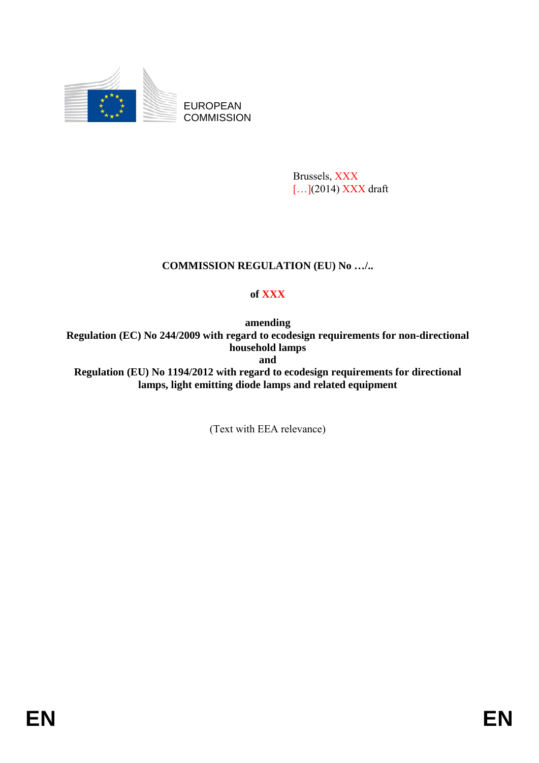EUROPEAN COMMISSION

Brussels, XXX
[…](2014) XXX draft

**COMMISSION REGULATION (EU) No …/..**

**of XXX**

**amending**
**Regulation (EC) No 244/2009 with regard to ecodesign requirements for non-directional household lamps**
**and**
**Regulation (EU) No 1194/2012 with regard to ecodesign requirements for directional lamps, light emitting diode lamps and related equipment**

(Text with EEA relevance)

EN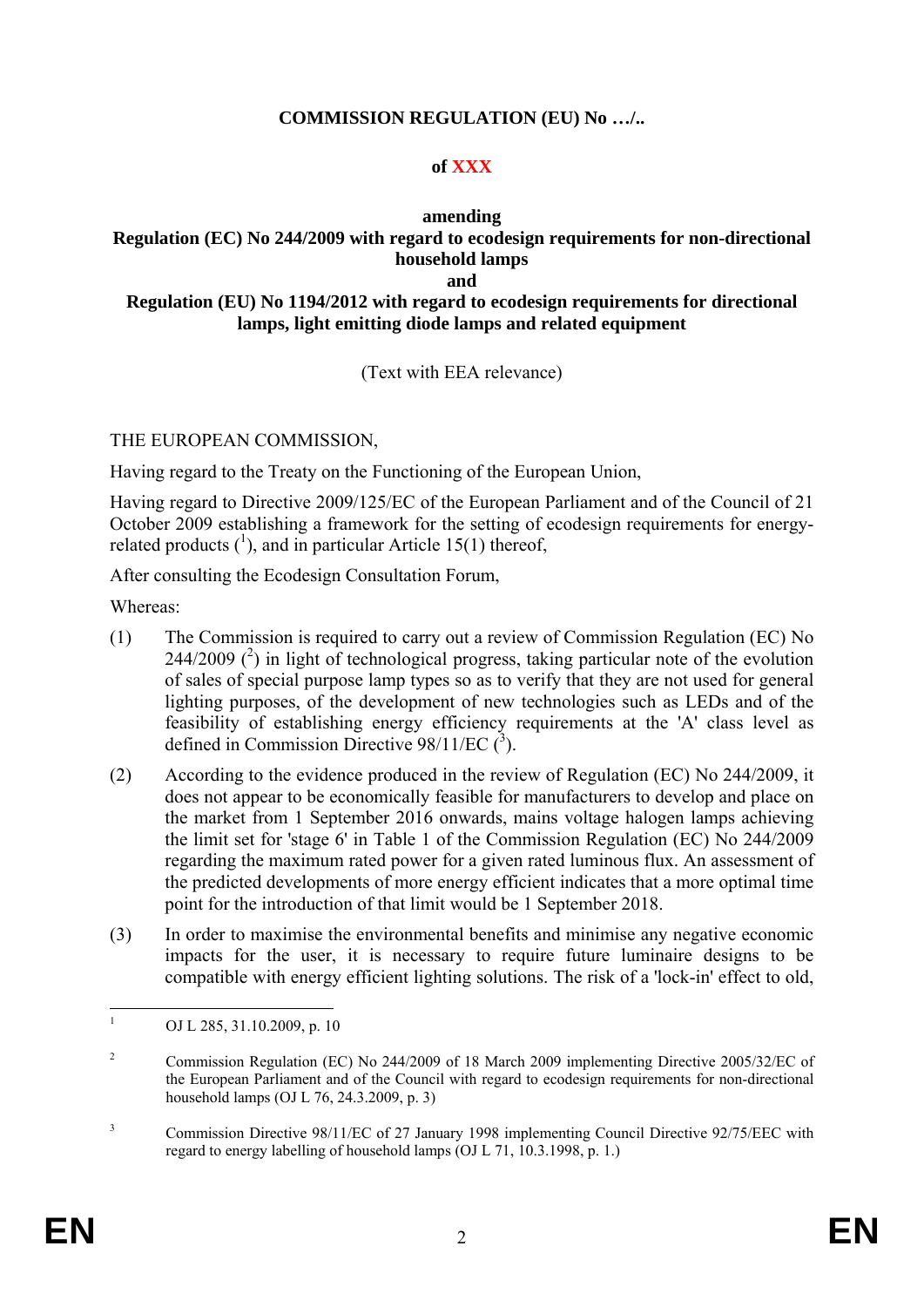**COMMISSION REGULATION (EU) No …/..**

**of XXX**

**amending**
**Regulation (EC) No 244/2009 with regard to ecodesign requirements for non-directional household lamps**
**and**
**Regulation (EU) No 1194/2012 with regard to ecodesign requirements for directional lamps, light emitting diode lamps and related equipment**

(Text with EEA relevance)

THE EUROPEAN COMMISSION,

Having regard to the Treaty on the Functioning of the European Union,

Having regard to Directive 2009/125/EC of the European Parliament and of the Council of 21 October 2009 establishing a framework for the setting of ecodesign requirements for energy-related products ([1]), and in particular Article 15(1) thereof,

After consulting the Ecodesign Consultation Forum,

Whereas:

(1) The Commission is required to carry out a review of Commission Regulation (EC) No 244/2009 ([2]) in light of technological progress, taking particular note of the evolution of sales of special purpose lamp types so as to verify that they are not used for general lighting purposes, of the development of new technologies such as LEDs and of the feasibility of establishing energy efficiency requirements at the 'A' class level as defined in Commission Directive 98/11/EC ([3]).

(2) According to the evidence produced in the review of Regulation (EC) No 244/2009, it does not appear to be economically feasible for manufacturers to develop and place on the market from 1 September 2016 onwards, mains voltage halogen lamps achieving the limit set for 'stage 6' in Table 1 of the Commission Regulation (EC) No 244/2009 regarding the maximum rated power for a given rated luminous flux. An assessment of the predicted developments of more energy efficient indicates that a more optimal time point for the introduction of that limit would be 1 September 2018.

(3) In order to maximise the environmental benefits and minimise any negative economic impacts for the user, it is necessary to require future luminaire designs to be compatible with energy efficient lighting solutions. The risk of a 'lock-in' effect to old,

---

[1] OJ L 285, 31.10.2009, p. 10

[2] Commission Regulation (EC) No 244/2009 of 18 March 2009 implementing Directive 2005/32/EC of the European Parliament and of the Council with regard to ecodesign requirements for non-directional household lamps (OJ L 76, 24.3.2009, p. 3)

[3] Commission Directive 98/11/EC of 27 January 1998 implementing Council Directive 92/75/EEC with regard to energy labelling of household lamps (OJ L 71, 10.3.1998, p. 1.)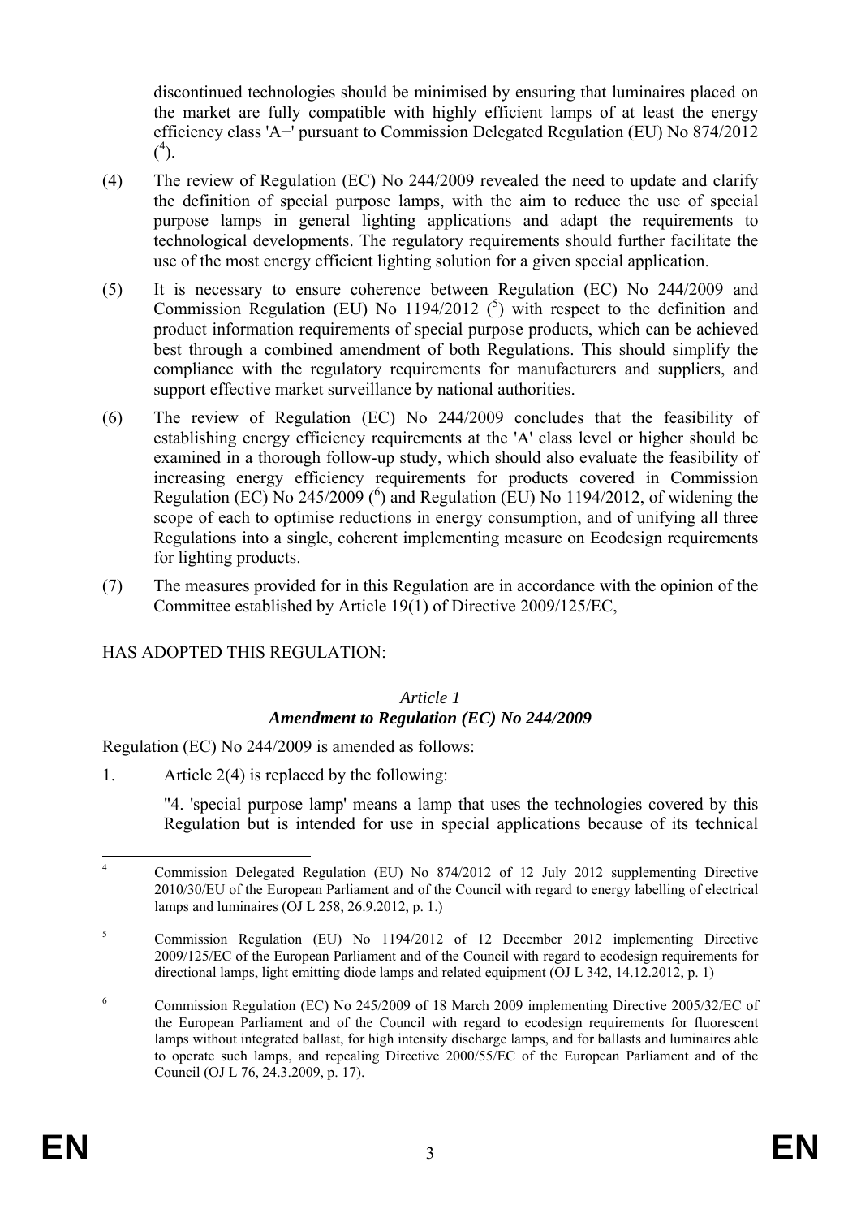discontinued technologies should be minimised by ensuring that luminaires placed on the market are fully compatible with highly efficient lamps of at least the energy efficiency class 'A+' pursuant to Commission Delegated Regulation (EU) No 874/2012 ([4]).

(4) The review of Regulation (EC) No 244/2009 revealed the need to update and clarify the definition of special purpose lamps, with the aim to reduce the use of special purpose lamps in general lighting applications and adapt the requirements to technological developments. The regulatory requirements should further facilitate the use of the most energy efficient lighting solution for a given special application.

(5) It is necessary to ensure coherence between Regulation (EC) No 244/2009 and Commission Regulation (EU) No 1194/2012 ([5]) with respect to the definition and product information requirements of special purpose products, which can be achieved best through a combined amendment of both Regulations. This should simplify the compliance with the regulatory requirements for manufacturers and suppliers, and support effective market surveillance by national authorities.

(6) The review of Regulation (EC) No 244/2009 concludes that the feasibility of establishing energy efficiency requirements at the 'A' class level or higher should be examined in a thorough follow-up study, which should also evaluate the feasibility of increasing energy efficiency requirements for products covered in Commission Regulation (EC) No 245/2009 ([6]) and Regulation (EU) No 1194/2012, of widening the scope of each to optimise reductions in energy consumption, and of unifying all three Regulations into a single, coherent implementing measure on Ecodesign requirements for lighting products.

(7) The measures provided for in this Regulation are in accordance with the opinion of the Committee established by Article 19(1) of Directive 2009/125/EC,

HAS ADOPTED THIS REGULATION:

*Article 1*
***Amendment to Regulation (EC) No 244/2009***

Regulation (EC) No 244/2009 is amended as follows:

1. Article 2(4) is replaced by the following:

"4. 'special purpose lamp' means a lamp that uses the technologies covered by this Regulation but is intended for use in special applications because of its technical

---

[4] Commission Delegated Regulation (EU) No 874/2012 of 12 July 2012 supplementing Directive 2010/30/EU of the European Parliament and of the Council with regard to energy labelling of electrical lamps and luminaires (OJ L 258, 26.9.2012, p. 1.)

[5] Commission Regulation (EU) No 1194/2012 of 12 December 2012 implementing Directive 2009/125/EC of the European Parliament and of the Council with regard to ecodesign requirements for directional lamps, light emitting diode lamps and related equipment (OJ L 342, 14.12.2012, p. 1)

[6] Commission Regulation (EC) No 245/2009 of 18 March 2009 implementing Directive 2005/32/EC of the European Parliament and of the Council with regard to ecodesign requirements for fluorescent lamps without integrated ballast, for high intensity discharge lamps, and for ballasts and luminaires able to operate such lamps, and repealing Directive 2000/55/EC of the European Parliament and of the Council (OJ L 76, 24.3.2009, p. 17).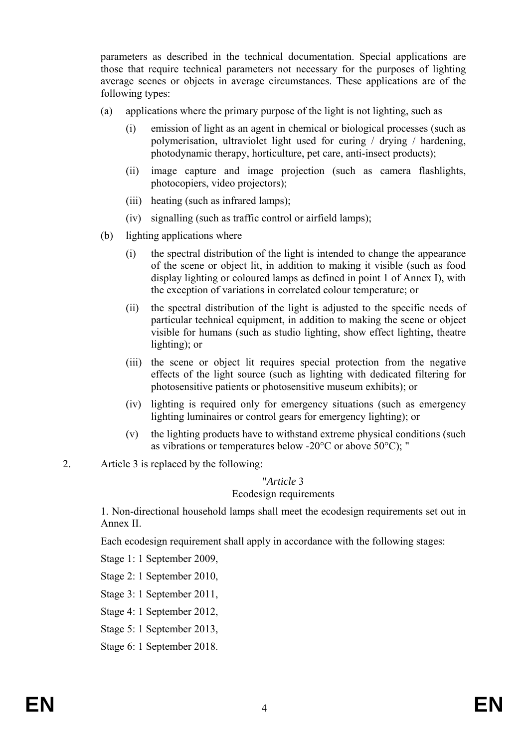parameters as described in the technical documentation. Special applications are those that require technical parameters not necessary for the purposes of lighting average scenes or objects in average circumstances. These applications are of the following types:

(a) applications where the primary purpose of the light is not lighting, such as

(i) emission of light as an agent in chemical or biological processes (such as polymerisation, ultraviolet light used for curing / drying / hardening, photodynamic therapy, horticulture, pet care, anti-insect products);

(ii) image capture and image projection (such as camera flashlights, photocopiers, video projectors);

(iii) heating (such as infrared lamps);

(iv) signalling (such as traffic control or airfield lamps);

(b) lighting applications where

(i) the spectral distribution of the light is intended to change the appearance of the scene or object lit, in addition to making it visible (such as food display lighting or coloured lamps as defined in point 1 of Annex I), with the exception of variations in correlated colour temperature; or

(ii) the spectral distribution of the light is adjusted to the specific needs of particular technical equipment, in addition to making the scene or object visible for humans (such as studio lighting, show effect lighting, theatre lighting); or

(iii) the scene or object lit requires special protection from the negative effects of the light source (such as lighting with dedicated filtering for photosensitive patients or photosensitive museum exhibits); or

(iv) lighting is required only for emergency situations (such as emergency lighting luminaires or control gears for emergency lighting); or

(v) the lighting products have to withstand extreme physical conditions (such as vibrations or temperatures below -20°C or above 50°C); "

2. Article 3 is replaced by the following:

"*Article* 3

Ecodesign requirements

1. Non-directional household lamps shall meet the ecodesign requirements set out in Annex II.

Each ecodesign requirement shall apply in accordance with the following stages:

Stage 1: 1 September 2009,

Stage 2: 1 September 2010,

Stage 3: 1 September 2011,

Stage 4: 1 September 2012,

Stage 5: 1 September 2013,

Stage 6: 1 September 2018.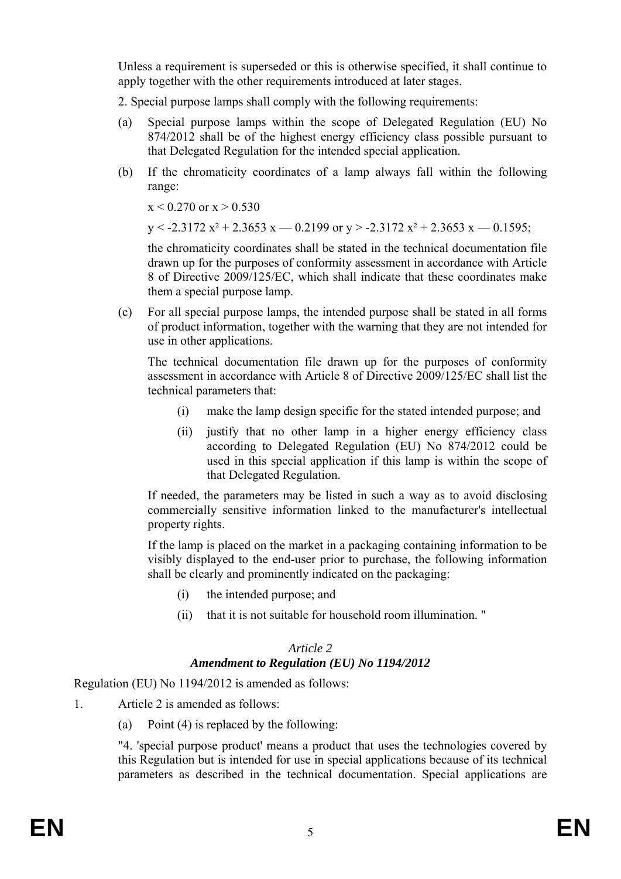Unless a requirement is superseded or this is otherwise specified, it shall continue to apply together with the other requirements introduced at later stages.

2. Special purpose lamps shall comply with the following requirements:

(a) Special purpose lamps within the scope of Delegated Regulation (EU) No 874/2012 shall be of the highest energy efficiency class possible pursuant to that Delegated Regulation for the intended special application.

(b) If the chromaticity coordinates of a lamp always fall within the following range:

$x < 0.270$ or $x > 0.530$

$y < -2.3172 x^2 + 2.3653 x — 0.2199$ or $y > -2.3172 x^2 + 2.3653 x — 0.1595$;

the chromaticity coordinates shall be stated in the technical documentation file drawn up for the purposes of conformity assessment in accordance with Article 8 of Directive 2009/125/EC, which shall indicate that these coordinates make them a special purpose lamp.

(c) For all special purpose lamps, the intended purpose shall be stated in all forms of product information, together with the warning that they are not intended for use in other applications.

The technical documentation file drawn up for the purposes of conformity assessment in accordance with Article 8 of Directive 2009/125/EC shall list the technical parameters that:

(i) make the lamp design specific for the stated intended purpose; and

(ii) justify that no other lamp in a higher energy efficiency class according to Delegated Regulation (EU) No 874/2012 could be used in this special application if this lamp is within the scope of that Delegated Regulation.

If needed, the parameters may be listed in such a way as to avoid disclosing commercially sensitive information linked to the manufacturer's intellectual property rights.

If the lamp is placed on the market in a packaging containing information to be visibly displayed to the end-user prior to purchase, the following information shall be clearly and prominently indicated on the packaging:

(i) the intended purpose; and

(ii) that it is not suitable for household room illumination. "

*Article 2*

***Amendment to Regulation (EU) No 1194/2012***

Regulation (EU) No 1194/2012 is amended as follows:

1. Article 2 is amended as follows:

(a) Point (4) is replaced by the following:

"4. 'special purpose product' means a product that uses the technologies covered by this Regulation but is intended for use in special applications because of its technical parameters as described in the technical documentation. Special applications are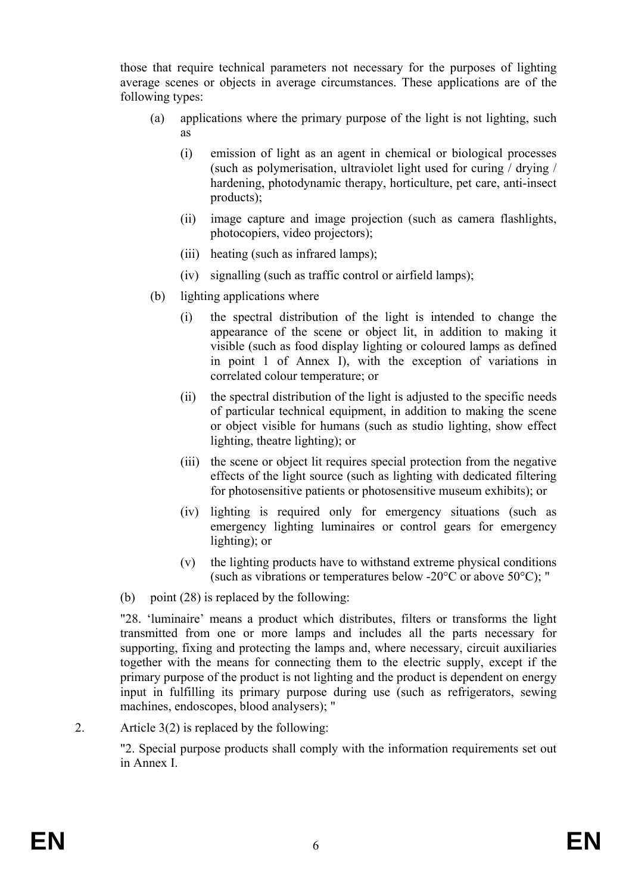those that require technical parameters not necessary for the purposes of lighting average scenes or objects in average circumstances. These applications are of the following types:

(a) applications where the primary purpose of the light is not lighting, such as

  (i) emission of light as an agent in chemical or biological processes (such as polymerisation, ultraviolet light used for curing / drying / hardening, photodynamic therapy, horticulture, pet care, anti-insect products);

  (ii) image capture and image projection (such as camera flashlights, photocopiers, video projectors);

  (iii) heating (such as infrared lamps);

  (iv) signalling (such as traffic control or airfield lamps);

(b) lighting applications where

  (i) the spectral distribution of the light is intended to change the appearance of the scene or object lit, in addition to making it visible (such as food display lighting or coloured lamps as defined in point 1 of Annex I), with the exception of variations in correlated colour temperature; or

  (ii) the spectral distribution of the light is adjusted to the specific needs of particular technical equipment, in addition to making the scene or object visible for humans (such as studio lighting, show effect lighting, theatre lighting); or

  (iii) the scene or object lit requires special protection from the negative effects of the light source (such as lighting with dedicated filtering for photosensitive patients or photosensitive museum exhibits); or

  (iv) lighting is required only for emergency situations (such as emergency lighting luminaires or control gears for emergency lighting); or

  (v) the lighting products have to withstand extreme physical conditions (such as vibrations or temperatures below -20°C or above 50°C); "

(b) point (28) is replaced by the following:

"28. 'luminaire' means a product which distributes, filters or transforms the light transmitted from one or more lamps and includes all the parts necessary for supporting, fixing and protecting the lamps and, where necessary, circuit auxiliaries together with the means for connecting them to the electric supply, except if the primary purpose of the product is not lighting and the product is dependent on energy input in fulfilling its primary purpose during use (such as refrigerators, sewing machines, endoscopes, blood analysers); "

2. Article 3(2) is replaced by the following:

"2. Special purpose products shall comply with the information requirements set out in Annex I.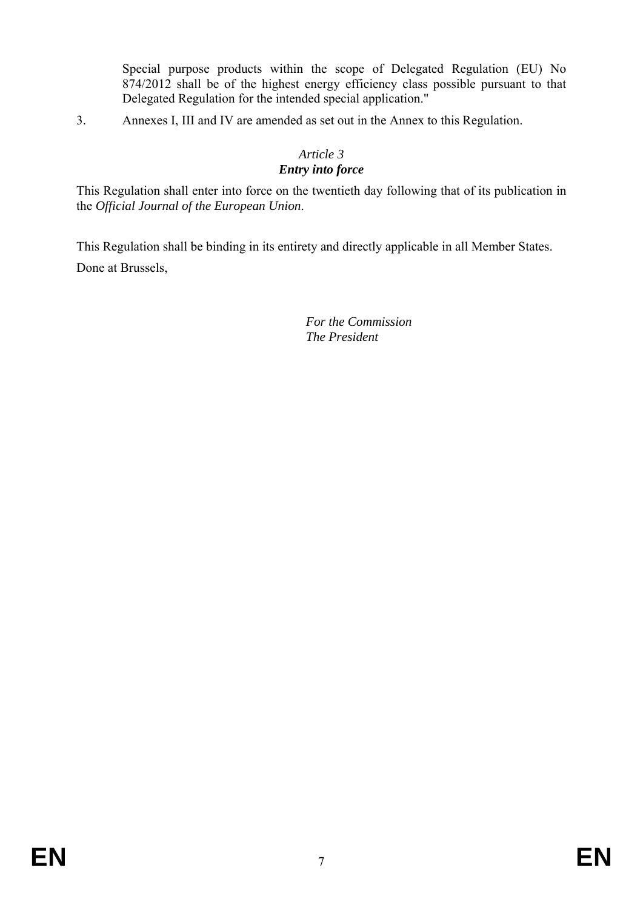Special purpose products within the scope of Delegated Regulation (EU) No 874/2012 shall be of the highest energy efficiency class possible pursuant to that Delegated Regulation for the intended special application."

3. Annexes I, III and IV are amended as set out in the Annex to this Regulation.

*Article 3*
***Entry into force***

This Regulation shall enter into force on the twentieth day following that of its publication in the *Official Journal of the European Union*.

This Regulation shall be binding in its entirety and directly applicable in all Member States.

Done at Brussels,

*For the Commission*
*The President*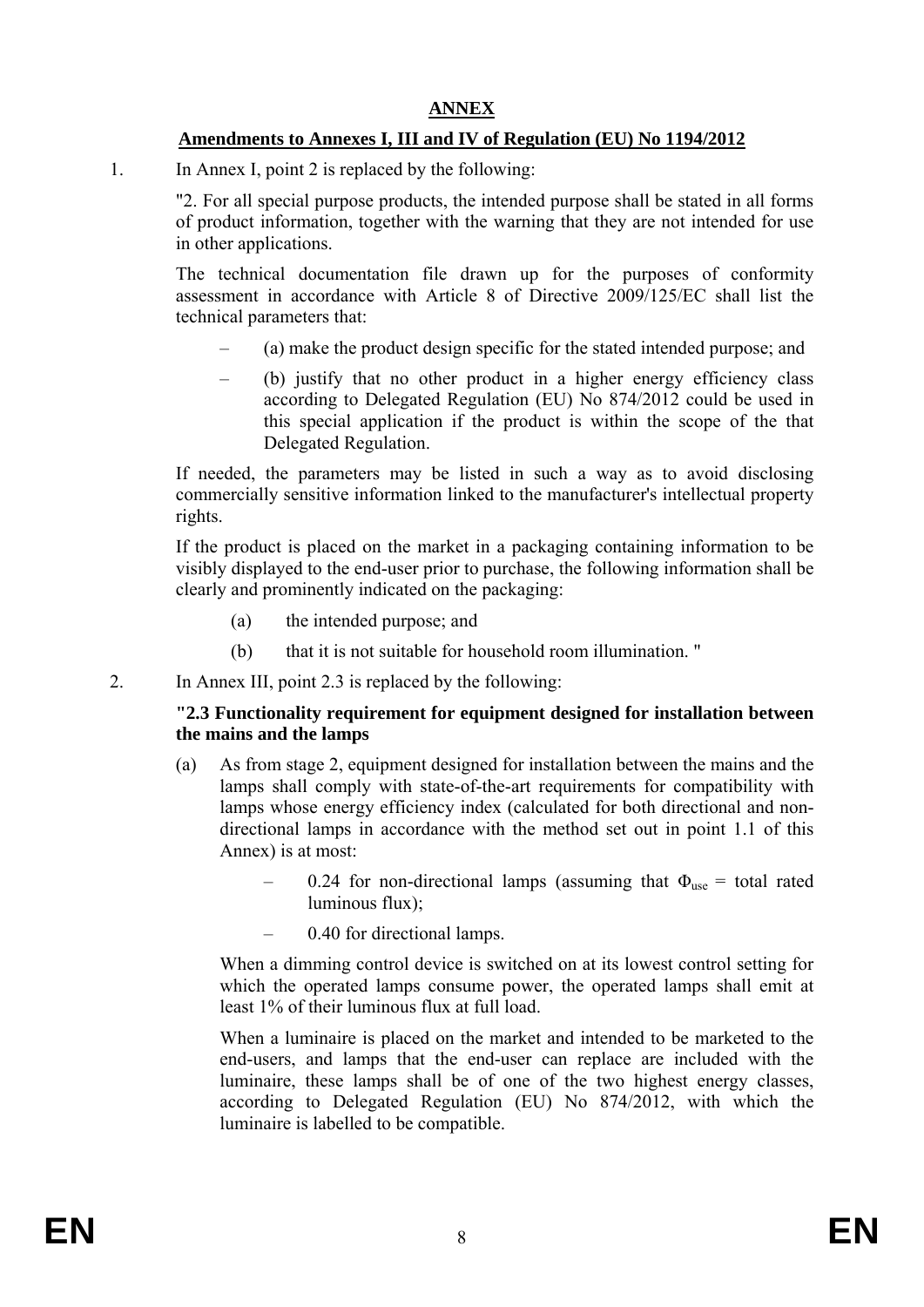# ANNEX

## Amendments to Annexes I, III and IV of Regulation (EU) No 1194/2012

1. In Annex I, point 2 is replaced by the following:

   "2. For all special purpose products, the intended purpose shall be stated in all forms of product information, together with the warning that they are not intended for use in other applications.

   The technical documentation file drawn up for the purposes of conformity assessment in accordance with Article 8 of Directive 2009/125/EC shall list the technical parameters that:

   – (a) make the product design specific for the stated intended purpose; and

   – (b) justify that no other product in a higher energy efficiency class according to Delegated Regulation (EU) No 874/2012 could be used in this special application if the product is within the scope of the that Delegated Regulation.

   If needed, the parameters may be listed in such a way as to avoid disclosing commercially sensitive information linked to the manufacturer's intellectual property rights.

   If the product is placed on the market in a packaging containing information to be visibly displayed to the end-user prior to purchase, the following information shall be clearly and prominently indicated on the packaging:

   (a) the intended purpose; and

   (b) that it is not suitable for household room illumination. "

2. In Annex III, point 2.3 is replaced by the following:

   **"2.3 Functionality requirement for equipment designed for installation between the mains and the lamps**

   (a) As from stage 2, equipment designed for installation between the mains and the lamps shall comply with state-of-the-art requirements for compatibility with lamps whose energy efficiency index (calculated for both directional and non-directional lamps in accordance with the method set out in point 1.1 of this Annex) is at most:

   – 0.24 for non-directional lamps (assuming that $\Phi_{use}$ = total rated luminous flux);

   – 0.40 for directional lamps.

   When a dimming control device is switched on at its lowest control setting for which the operated lamps consume power, the operated lamps shall emit at least 1% of their luminous flux at full load.

   When a luminaire is placed on the market and intended to be marketed to the end-users, and lamps that the end-user can replace are included with the luminaire, these lamps shall be of one of the two highest energy classes, according to Delegated Regulation (EU) No 874/2012, with which the luminaire is labelled to be compatible.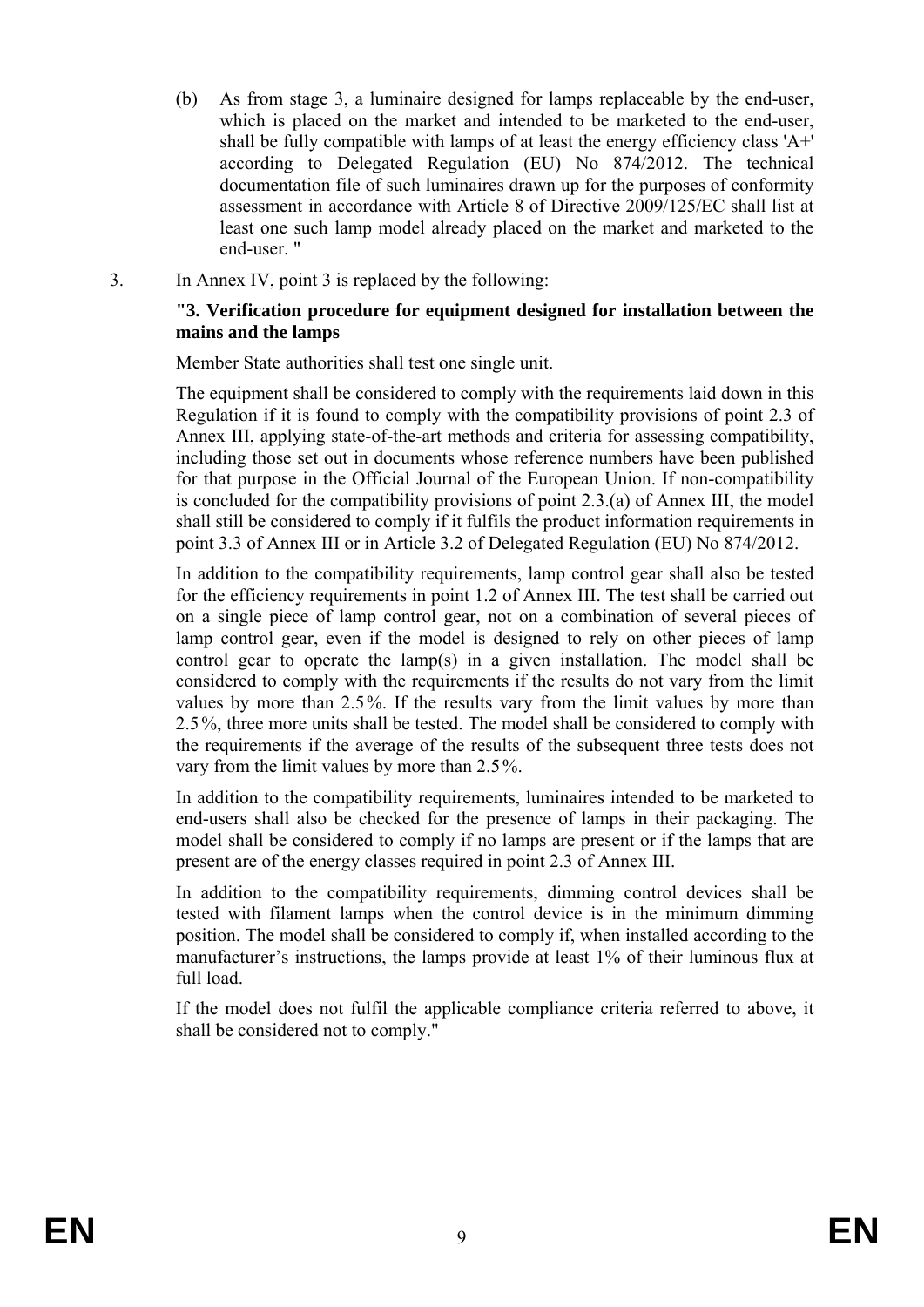(b) As from stage 3, a luminaire designed for lamps replaceable by the end-user, which is placed on the market and intended to be marketed to the end-user, shall be fully compatible with lamps of at least the energy efficiency class 'A+' according to Delegated Regulation (EU) No 874/2012. The technical documentation file of such luminaires drawn up for the purposes of conformity assessment in accordance with Article 8 of Directive 2009/125/EC shall list at least one such lamp model already placed on the market and marketed to the end-user. "

3. In Annex IV, point 3 is replaced by the following:

**"3. Verification procedure for equipment designed for installation between the mains and the lamps**

Member State authorities shall test one single unit.

The equipment shall be considered to comply with the requirements laid down in this Regulation if it is found to comply with the compatibility provisions of point 2.3 of Annex III, applying state-of-the-art methods and criteria for assessing compatibility, including those set out in documents whose reference numbers have been published for that purpose in the Official Journal of the European Union. If non-compatibility is concluded for the compatibility provisions of point 2.3.(a) of Annex III, the model shall still be considered to comply if it fulfils the product information requirements in point 3.3 of Annex III or in Article 3.2 of Delegated Regulation (EU) No 874/2012.

In addition to the compatibility requirements, lamp control gear shall also be tested for the efficiency requirements in point 1.2 of Annex III. The test shall be carried out on a single piece of lamp control gear, not on a combination of several pieces of lamp control gear, even if the model is designed to rely on other pieces of lamp control gear to operate the lamp(s) in a given installation. The model shall be considered to comply with the requirements if the results do not vary from the limit values by more than 2.5%. If the results vary from the limit values by more than 2.5%, three more units shall be tested. The model shall be considered to comply with the requirements if the average of the results of the subsequent three tests does not vary from the limit values by more than 2.5%.

In addition to the compatibility requirements, luminaires intended to be marketed to end-users shall also be checked for the presence of lamps in their packaging. The model shall be considered to comply if no lamps are present or if the lamps that are present are of the energy classes required in point 2.3 of Annex III.

In addition to the compatibility requirements, dimming control devices shall be tested with filament lamps when the control device is in the minimum dimming position. The model shall be considered to comply if, when installed according to the manufacturer's instructions, the lamps provide at least 1% of their luminous flux at full load.

If the model does not fulfil the applicable compliance criteria referred to above, it shall be considered not to comply."